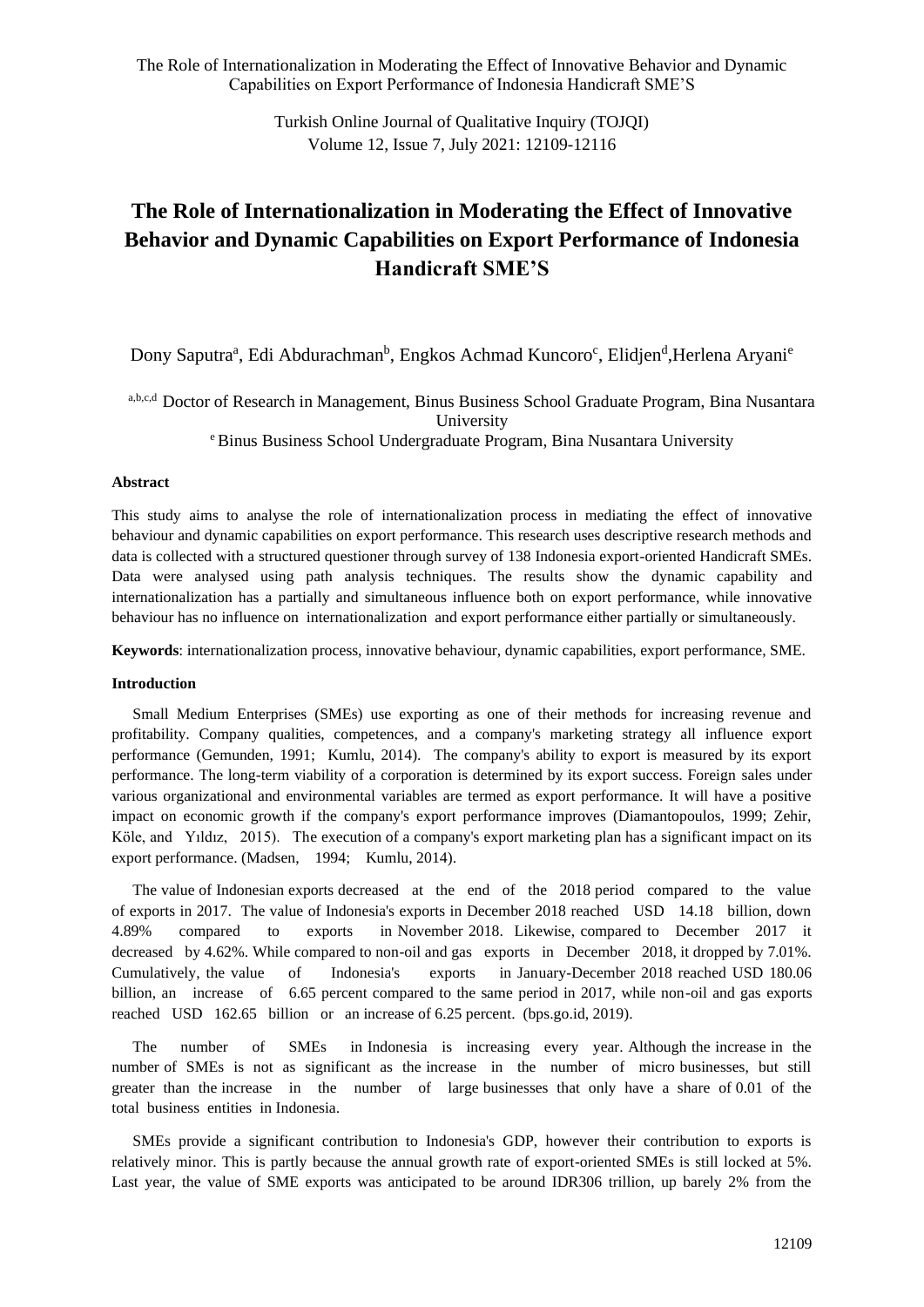# The Role of Internationalization in Moderating the Effect of Innovative Behavior and Dynamic Capabilities on Export Performance of Indonesia Handicraft SME'S

Dony Saputra[a], Edi Abdurachman[b], Engkos Achmad Kuncoro[c], Elidjen[d], Herlena Aryani[e]

[a,b,c,d] Doctor of Research in Management, Binus Business School Graduate Program, Bina Nusantara University

[e] Binus Business School Undergraduate Program, Bina Nusantara University

**Abstract**

This study aims to analyse the role of internationalization process in mediating the effect of innovative behaviour and dynamic capabilities on export performance. This research uses descriptive research methods and data is collected with a structured questioner through survey of 138 Indonesia export-oriented Handicraft SMEs. Data were analysed using path analysis techniques. The results show the dynamic capability and internationalization has a partially and simultaneous influence both on export performance, while innovative behaviour has no influence on internationalization and export performance either partially or simultaneously.

**Keywords**: internationalization process, innovative behaviour, dynamic capabilities, export performance, SME.

**Introduction**

Small Medium Enterprises (SMEs) use exporting as one of their methods for increasing revenue and profitability. Company qualities, competences, and a company's marketing strategy all influence export performance (Gemunden, 1991; Kumlu, 2014). The company's ability to export is measured by its export performance. The long-term viability of a corporation is determined by its export success. Foreign sales under various organizational and environmental variables are termed as export performance. It will have a positive impact on economic growth if the company's export performance improves (Diamantopoulos, 1999; Zehir, Köle, and Yıldız, 2015). The execution of a company's export marketing plan has a significant impact on its export performance. (Madsen, 1994; Kumlu, 2014).

The value of Indonesian exports decreased at the end of the 2018 period compared to the value of exports in 2017. The value of Indonesia's exports in December 2018 reached USD 14.18 billion, down 4.89% compared to exports in November 2018. Likewise, compared to December 2017 it decreased by 4.62%. While compared to non-oil and gas exports in December 2018, it dropped by 7.01%. Cumulatively, the value of Indonesia's exports in January-December 2018 reached USD 180.06 billion, an increase of 6.65 percent compared to the same period in 2017, while non-oil and gas exports reached USD 162.65 billion or an increase of 6.25 percent. (bps.go.id, 2019).

The number of SMEs in Indonesia is increasing every year. Although the increase in the number of SMEs is not as significant as the increase in the number of micro businesses, but still greater than the increase in the number of large businesses that only have a share of 0.01 of the total business entities in Indonesia.

SMEs provide a significant contribution to Indonesia's GDP, however their contribution to exports is relatively minor. This is partly because the annual growth rate of export-oriented SMEs is still locked at 5%. Last year, the value of SME exports was anticipated to be around IDR306 trillion, up barely 2% from the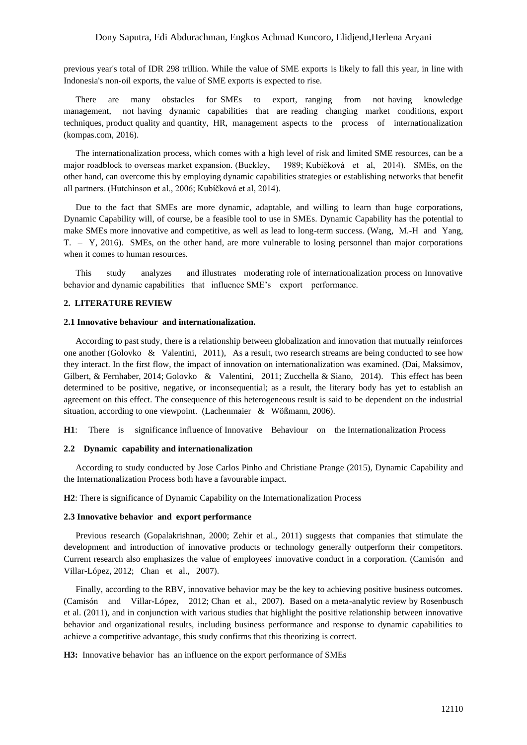previous year's total of IDR 298 trillion. While the value of SME exports is likely to fall this year, in line with Indonesia's non-oil exports, the value of SME exports is expected to rise.

There are many obstacles for SMEs to export, ranging from not having knowledge management, not having dynamic capabilities that are reading changing market conditions, export techniques, product quality and quantity, HR, management aspects to the process of internationalization (kompas.com, 2016).

The internationalization process, which comes with a high level of risk and limited SME resources, can be a major roadblock to overseas market expansion. (Buckley, 1989; Kubíčková et al, 2014). SMEs, on the other hand, can overcome this by employing dynamic capabilities strategies or establishing networks that benefit all partners. (Hutchinson et al., 2006; Kubíčková et al, 2014).

Due to the fact that SMEs are more dynamic, adaptable, and willing to learn than huge corporations, Dynamic Capability will, of course, be a feasible tool to use in SMEs. Dynamic Capability has the potential to make SMEs more innovative and competitive, as well as lead to long-term success. (Wang, M.-H and Yang, T. – Y, 2016). SMEs, on the other hand, are more vulnerable to losing personnel than major corporations when it comes to human resources.

This study analyzes and illustrates moderating role of internationalization process on Innovative behavior and dynamic capabilities that influence SME's export performance.

## 2. LITERATURE REVIEW

### 2.1 Innovative behaviour and internationalization.

According to past study, there is a relationship between globalization and innovation that mutually reinforces one another (Golovko & Valentini, 2011), As a result, two research streams are being conducted to see how they interact. In the first flow, the impact of innovation on internationalization was examined. (Dai, Maksimov, Gilbert, & Fernhaber, 2014; Golovko & Valentini, 2011; Zucchella & Siano, 2014). This effect has been determined to be positive, negative, or inconsequential; as a result, the literary body has yet to establish an agreement on this effect. The consequence of this heterogeneous result is said to be dependent on the industrial situation, according to one viewpoint. (Lachenmaier & Wößmann, 2006).

**H1**: There is significance influence of Innovative Behaviour on the Internationalization Process

### 2.2 Dynamic capability and internationalization

According to study conducted by Jose Carlos Pinho and Christiane Prange (2015), Dynamic Capability and the Internationalization Process both have a favourable impact.

**H2**: There is significance of Dynamic Capability on the Internationalization Process

### 2.3 Innovative behavior and export performance

Previous research (Gopalakrishnan, 2000; Zehir et al., 2011) suggests that companies that stimulate the development and introduction of innovative products or technology generally outperform their competitors. Current research also emphasizes the value of employees' innovative conduct in a corporation. (Camisón and Villar-López, 2012; Chan et al., 2007).

Finally, according to the RBV, innovative behavior may be the key to achieving positive business outcomes. (Camisón and Villar-López, 2012; Chan et al., 2007). Based on a meta-analytic review by Rosenbusch et al. (2011), and in conjunction with various studies that highlight the positive relationship between innovative behavior and organizational results, including business performance and response to dynamic capabilities to achieve a competitive advantage, this study confirms that this theorizing is correct.

**H3:** Innovative behavior has an influence on the export performance of SMEs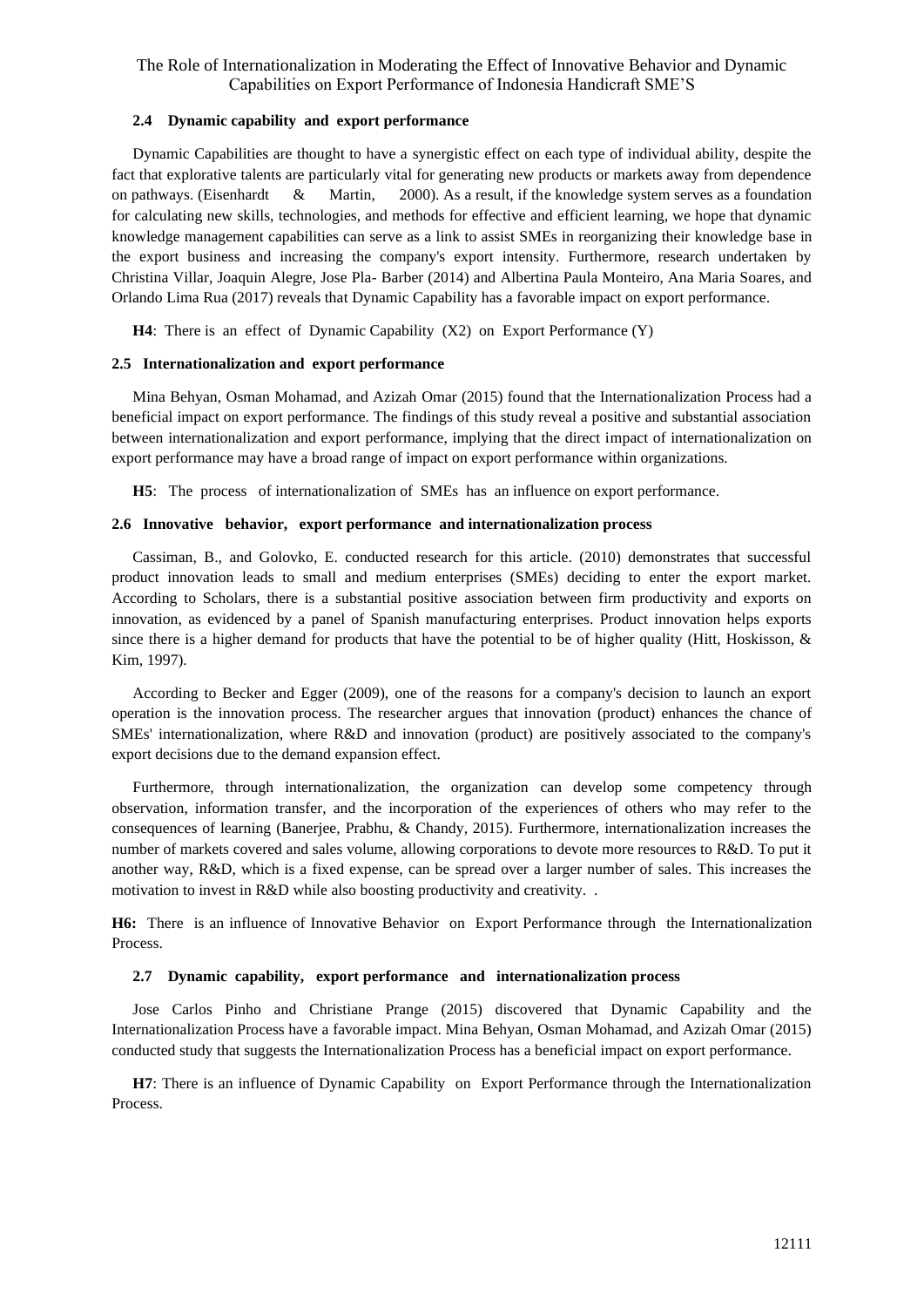### 2.4 Dynamic capability and export performance

Dynamic Capabilities are thought to have a synergistic effect on each type of individual ability, despite the fact that explorative talents are particularly vital for generating new products or markets away from dependence on pathways. (Eisenhardt & Martin, 2000). As a result, if the knowledge system serves as a foundation for calculating new skills, technologies, and methods for effective and efficient learning, we hope that dynamic knowledge management capabilities can serve as a link to assist SMEs in reorganizing their knowledge base in the export business and increasing the company's export intensity. Furthermore, research undertaken by Christina Villar, Joaquin Alegre, Jose Pla- Barber (2014) and Albertina Paula Monteiro, Ana Maria Soares, and Orlando Lima Rua (2017) reveals that Dynamic Capability has a favorable impact on export performance.

**H4**: There is an effect of Dynamic Capability (X2) on Export Performance (Y)

### 2.5 Internationalization and export performance

Mina Behyan, Osman Mohamad, and Azizah Omar (2015) found that the Internationalization Process had a beneficial impact on export performance. The findings of this study reveal a positive and substantial association between internationalization and export performance, implying that the direct impact of internationalization on export performance may have a broad range of impact on export performance within organizations.

**H5**: The process of internationalization of SMEs has an influence on export performance.

### 2.6 Innovative behavior, export performance and internationalization process

Cassiman, B., and Golovko, E. conducted research for this article. (2010) demonstrates that successful product innovation leads to small and medium enterprises (SMEs) deciding to enter the export market. According to Scholars, there is a substantial positive association between firm productivity and exports on innovation, as evidenced by a panel of Spanish manufacturing enterprises. Product innovation helps exports since there is a higher demand for products that have the potential to be of higher quality (Hitt, Hoskisson, & Kim, 1997).

According to Becker and Egger (2009), one of the reasons for a company's decision to launch an export operation is the innovation process. The researcher argues that innovation (product) enhances the chance of SMEs' internationalization, where R&D and innovation (product) are positively associated to the company's export decisions due to the demand expansion effect.

Furthermore, through internationalization, the organization can develop some competency through observation, information transfer, and the incorporation of the experiences of others who may refer to the consequences of learning (Banerjee, Prabhu, & Chandy, 2015). Furthermore, internationalization increases the number of markets covered and sales volume, allowing corporations to devote more resources to R&D. To put it another way, R&D, which is a fixed expense, can be spread over a larger number of sales. This increases the motivation to invest in R&D while also boosting productivity and creativity. .

**H6:** There is an influence of Innovative Behavior on Export Performance through the Internationalization Process.

### 2.7 Dynamic capability, export performance and internationalization process

Jose Carlos Pinho and Christiane Prange (2015) discovered that Dynamic Capability and the Internationalization Process have a favorable impact. Mina Behyan, Osman Mohamad, and Azizah Omar (2015) conducted study that suggests the Internationalization Process has a beneficial impact on export performance.

**H7**: There is an influence of Dynamic Capability on Export Performance through the Internationalization Process.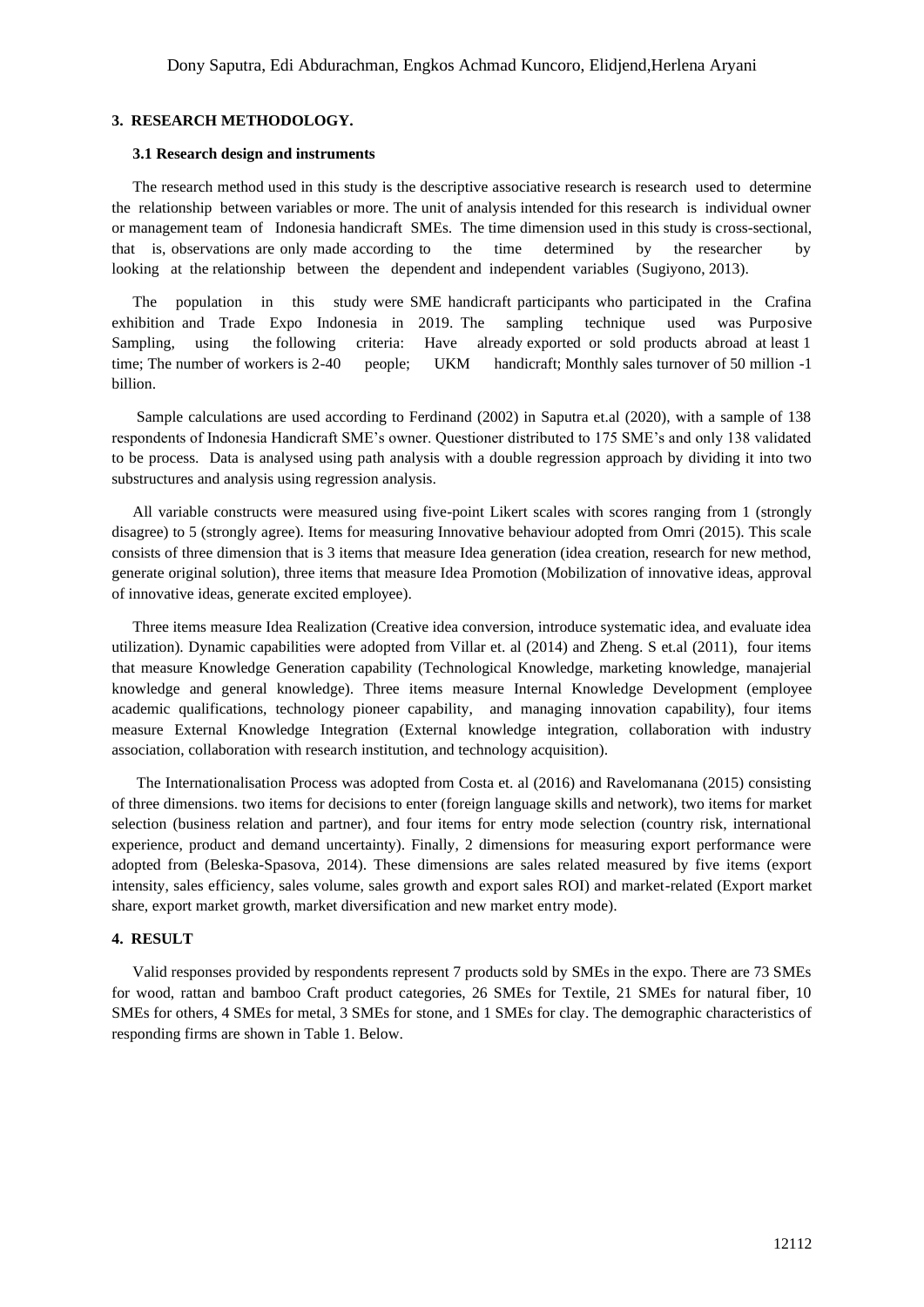## 3. RESEARCH METHODOLOGY.

### 3.1 Research design and instruments

The research method used in this study is the descriptive associative research is research used to determine the relationship between variables or more. The unit of analysis intended for this research is individual owner or management team of Indonesia handicraft SMEs. The time dimension used in this study is cross-sectional, that is, observations are only made according to the time determined by the researcher by looking at the relationship between the dependent and independent variables (Sugiyono, 2013).

The population in this study were SME handicraft participants who participated in the Crafina exhibition and Trade Expo Indonesia in 2019. The sampling technique used was Purposive Sampling, using the following criteria: Have already exported or sold products abroad at least 1 time; The number of workers is 2-40 people; UKM handicraft; Monthly sales turnover of 50 million -1 billion.

Sample calculations are used according to Ferdinand (2002) in Saputra et.al (2020), with a sample of 138 respondents of Indonesia Handicraft SME's owner. Questioner distributed to 175 SME's and only 138 validated to be process. Data is analysed using path analysis with a double regression approach by dividing it into two substructures and analysis using regression analysis.

All variable constructs were measured using five-point Likert scales with scores ranging from 1 (strongly disagree) to 5 (strongly agree). Items for measuring Innovative behaviour adopted from Omri (2015). This scale consists of three dimension that is 3 items that measure Idea generation (idea creation, research for new method, generate original solution), three items that measure Idea Promotion (Mobilization of innovative ideas, approval of innovative ideas, generate excited employee).

Three items measure Idea Realization (Creative idea conversion, introduce systematic idea, and evaluate idea utilization). Dynamic capabilities were adopted from Villar et. al (2014) and Zheng. S et.al (2011), four items that measure Knowledge Generation capability (Technological Knowledge, marketing knowledge, manajerial knowledge and general knowledge). Three items measure Internal Knowledge Development (employee academic qualifications, technology pioneer capability, and managing innovation capability), four items measure External Knowledge Integration (External knowledge integration, collaboration with industry association, collaboration with research institution, and technology acquisition).

The Internationalisation Process was adopted from Costa et. al (2016) and Ravelomanana (2015) consisting of three dimensions. two items for decisions to enter (foreign language skills and network), two items for market selection (business relation and partner), and four items for entry mode selection (country risk, international experience, product and demand uncertainty). Finally, 2 dimensions for measuring export performance were adopted from (Beleska-Spasova, 2014). These dimensions are sales related measured by five items (export intensity, sales efficiency, sales volume, sales growth and export sales ROI) and market-related (Export market share, export market growth, market diversification and new market entry mode).

## 4. RESULT

Valid responses provided by respondents represent 7 products sold by SMEs in the expo. There are 73 SMEs for wood, rattan and bamboo Craft product categories, 26 SMEs for Textile, 21 SMEs for natural fiber, 10 SMEs for others, 4 SMEs for metal, 3 SMEs for stone, and 1 SMEs for clay. The demographic characteristics of responding firms are shown in Table 1. Below.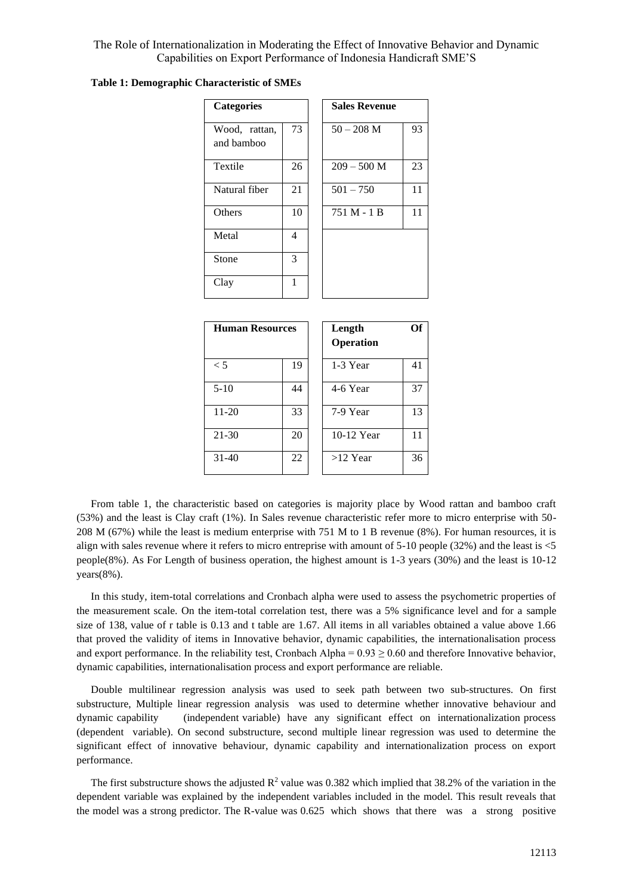**Table 1: Demographic Characteristic of SMEs**

| Categories | | Sales Revenue | |
|---|---|---|---|
| Wood, rattan, and bamboo | 73 | 50 – 208 M | 93 |
| Textile | 26 | 209 – 500 M | 23 |
| Natural fiber | 21 | 501 – 750 | 11 |
| Others | 10 | 751 M - 1 B | 11 |
| Metal | 4 | | |
| Stone | 3 | | |
| Clay | 1 | | |

| Human Resources | | Length Of Operation | |
|---|---|---|---|
| < 5 | 19 | 1-3 Year | 41 |
| 5-10 | 44 | 4-6 Year | 37 |
| 11-20 | 33 | 7-9 Year | 13 |
| 21-30 | 20 | 10-12 Year | 11 |
| 31-40 | 22 | >12 Year | 36 |

From table 1, the characteristic based on categories is majority place by Wood rattan and bamboo craft (53%) and the least is Clay craft (1%). In Sales revenue characteristic refer more to micro enterprise with 50-208 M (67%) while the least is medium enterprise with 751 M to 1 B revenue (8%). For human resources, it is align with sales revenue where it refers to micro entreprise with amount of 5-10 people (32%) and the least is <5 people(8%). As For Length of business operation, the highest amount is 1-3 years (30%) and the least is 10-12 years(8%).

In this study, item-total correlations and Cronbach alpha were used to assess the psychometric properties of the measurement scale. On the item-total correlation test, there was a 5% significance level and for a sample size of 138, value of r table is 0.13 and t table are 1.67. All items in all variables obtained a value above 1.66 that proved the validity of items in Innovative behavior, dynamic capabilities, the internationalisation process and export performance. In the reliability test, Cronbach Alpha = $0.93 \geq 0.60$ and therefore Innovative behavior, dynamic capabilities, internationalisation process and export performance are reliable.

Double multilinear regression analysis was used to seek path between two sub-structures. On first substructure, Multiple linear regression analysis was used to determine whether innovative behaviour and dynamic capability (independent variable) have any significant effect on internationalization process (dependent variable). On second substructure, second multiple linear regression was used to determine the significant effect of innovative behaviour, dynamic capability and internationalization process on export performance.

The first substructure shows the adjusted $R^2$ value was 0.382 which implied that 38.2% of the variation in the dependent variable was explained by the independent variables included in the model. This result reveals that the model was a strong predictor. The R-value was 0.625 which shows that there was a strong positive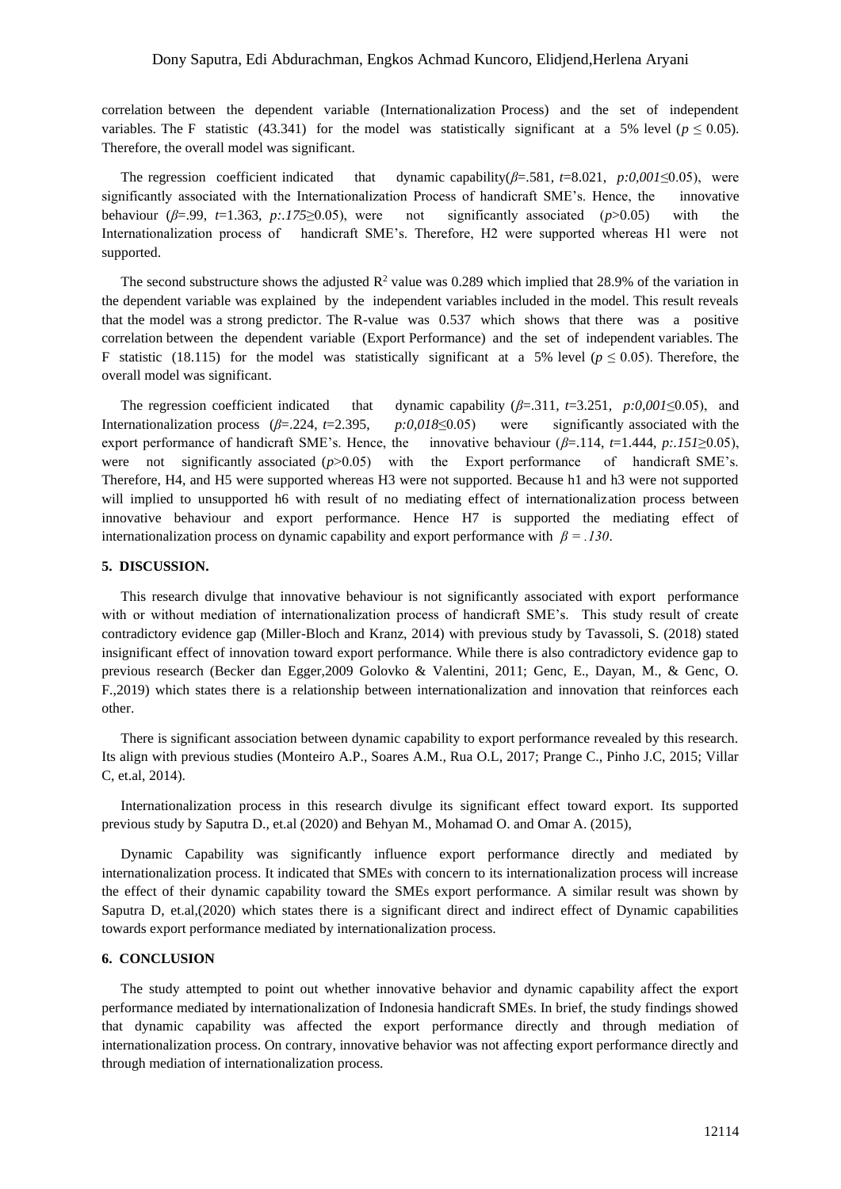correlation between the dependent variable (Internationalization Process) and the set of independent variables. The F statistic (43.341) for the model was statistically significant at a 5% level ($p \leq 0.05$). Therefore, the overall model was significant.

The regression coefficient indicated that dynamic capability($\beta$=.581, $t$=8.021, $p$:0,001≤0.05), were significantly associated with the Internationalization Process of handicraft SME's. Hence, the innovative behaviour ($\beta$=.99, $t$=1.363, $p$:.175≥0.05), were not significantly associated ($p$>0.05) with the Internationalization process of handicraft SME's. Therefore, H2 were supported whereas H1 were not supported.

The second substructure shows the adjusted $R^2$ value was 0.289 which implied that 28.9% of the variation in the dependent variable was explained by the independent variables included in the model. This result reveals that the model was a strong predictor. The R-value was 0.537 which shows that there was a positive correlation between the dependent variable (Export Performance) and the set of independent variables. The F statistic (18.115) for the model was statistically significant at a 5% level ($p \leq 0.05$). Therefore, the overall model was significant.

The regression coefficient indicated that dynamic capability ($\beta$=.311, $t$=3.251, $p$:0,001≤0.05), and Internationalization process ($\beta$=.224, $t$=2.395, $p$:0,018≤0.05) were significantly associated with the export performance of handicraft SME's. Hence, the innovative behaviour ($\beta$=.114, $t$=1.444, $p$:.151≥0.05), were not significantly associated ($p$>0.05) with the Export performance of handicraft SME's. Therefore, H4, and H5 were supported whereas H3 were not supported. Because h1 and h3 were not supported will implied to unsupported h6 with result of no mediating effect of internationalization process between innovative behaviour and export performance. Hence H7 is supported the mediating effect of internationalization process on dynamic capability and export performance with $\beta = .130$.

## 5. DISCUSSION.

This research divulge that innovative behaviour is not significantly associated with export performance with or without mediation of internationalization process of handicraft SME's. This study result of create contradictory evidence gap (Miller-Bloch and Kranz, 2014) with previous study by Tavassoli, S. (2018) stated insignificant effect of innovation toward export performance. While there is also contradictory evidence gap to previous research (Becker dan Egger,2009 Golovko & Valentini, 2011; Genc, E., Dayan, M., & Genc, O. F.,2019) which states there is a relationship between internationalization and innovation that reinforces each other.

There is significant association between dynamic capability to export performance revealed by this research. Its align with previous studies (Monteiro A.P., Soares A.M., Rua O.L, 2017; Prange C., Pinho J.C, 2015; Villar C, et.al, 2014).

Internationalization process in this research divulge its significant effect toward export. Its supported previous study by Saputra D., et.al (2020) and Behyan M., Mohamad O. and Omar A. (2015),

Dynamic Capability was significantly influence export performance directly and mediated by internationalization process. It indicated that SMEs with concern to its internationalization process will increase the effect of their dynamic capability toward the SMEs export performance. A similar result was shown by Saputra D, et.al,(2020) which states there is a significant direct and indirect effect of Dynamic capabilities towards export performance mediated by internationalization process.

## 6. CONCLUSION

The study attempted to point out whether innovative behavior and dynamic capability affect the export performance mediated by internationalization of Indonesia handicraft SMEs. In brief, the study findings showed that dynamic capability was affected the export performance directly and through mediation of internationalization process. On contrary, innovative behavior was not affecting export performance directly and through mediation of internationalization process.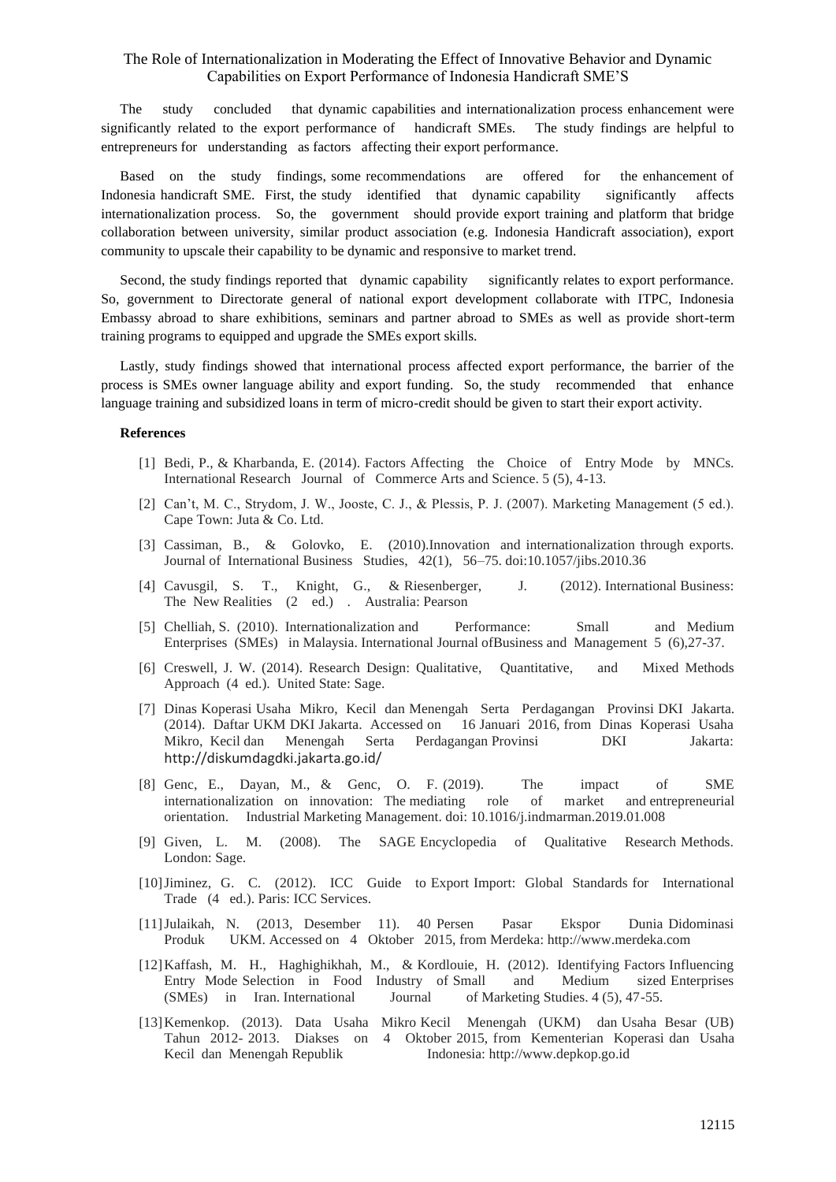The study concluded that dynamic capabilities and internationalization process enhancement were significantly related to the export performance of handicraft SMEs. The study findings are helpful to entrepreneurs for understanding as factors affecting their export performance.

Based on the study findings, some recommendations are offered for the enhancement of Indonesia handicraft SME. First, the study identified that dynamic capability significantly affects internationalization process. So, the government should provide export training and platform that bridge collaboration between university, similar product association (e.g. Indonesia Handicraft association), export community to upscale their capability to be dynamic and responsive to market trend.

Second, the study findings reported that dynamic capability significantly relates to export performance. So, government to Directorate general of national export development collaborate with ITPC, Indonesia Embassy abroad to share exhibitions, seminars and partner abroad to SMEs as well as provide short-term training programs to equipped and upgrade the SMEs export skills.

Lastly, study findings showed that international process affected export performance, the barrier of the process is SMEs owner language ability and export funding. So, the study recommended that enhance language training and subsidized loans in term of micro-credit should be given to start their export activity.

**References**

[1] Bedi, P., & Kharbanda, E. (2014). Factors Affecting the Choice of Entry Mode by MNCs. International Research Journal of Commerce Arts and Science. 5 (5), 4-13.

[2] Can't, M. C., Strydom, J. W., Jooste, C. J., & Plessis, P. J. (2007). Marketing Management (5 ed.). Cape Town: Juta & Co. Ltd.

[3] Cassiman, B., & Golovko, E. (2010).Innovation and internationalization through exports. Journal of International Business Studies, 42(1), 56–75. doi:10.1057/jibs.2010.36

[4] Cavusgil, S. T., Knight, G., & Riesenberger, J. (2012). International Business: The New Realities (2 ed.) . Australia: Pearson

[5] Chelliah, S. (2010). Internationalization and Performance: Small and Medium Enterprises (SMEs) in Malaysia. International Journal ofBusiness and Management 5 (6),27-37.

[6] Creswell, J. W. (2014). Research Design: Qualitative, Quantitative, and Mixed Methods Approach (4 ed.). United State: Sage.

[7] Dinas Koperasi Usaha Mikro, Kecil dan Menengah Serta Perdagangan Provinsi DKI Jakarta. (2014). Daftar UKM DKI Jakarta. Accessed on 16 Januari 2016, from Dinas Koperasi Usaha Mikro, Kecil dan Menengah Serta Perdagangan Provinsi DKI Jakarta: http://diskumdagdki.jakarta.go.id/

[8] Genc, E., Dayan, M., & Genc, O. F. (2019). The impact of SME internationalization on innovation: The mediating role of market and entrepreneurial orientation. Industrial Marketing Management. doi: 10.1016/j.indmarman.2019.01.008

[9] Given, L. M. (2008). The SAGE Encyclopedia of Qualitative Research Methods. London: Sage.

[10] Jiminez, G. C. (2012). ICC Guide to Export Import: Global Standards for International Trade (4 ed.). Paris: ICC Services.

[11] Julaikah, N. (2013, Desember 11). 40 Persen Pasar Ekspor Dunia Didominasi Produk UKM. Accessed on 4 Oktober 2015, from Merdeka: http://www.merdeka.com

[12] Kaffash, M. H., Haghighikhah, M., & Kordlouie, H. (2012). Identifying Factors Influencing Entry Mode Selection in Food Industry of Small and Medium sized Enterprises (SMEs) in Iran. International Journal of Marketing Studies. 4 (5), 47-55.

[13] Kemenkop. (2013). Data Usaha Mikro Kecil Menengah (UKM) dan Usaha Besar (UB) Tahun 2012- 2013. Diakses on 4 Oktober 2015, from Kementerian Koperasi dan Usaha Kecil dan Menengah Republik Indonesia: http://www.depkop.go.id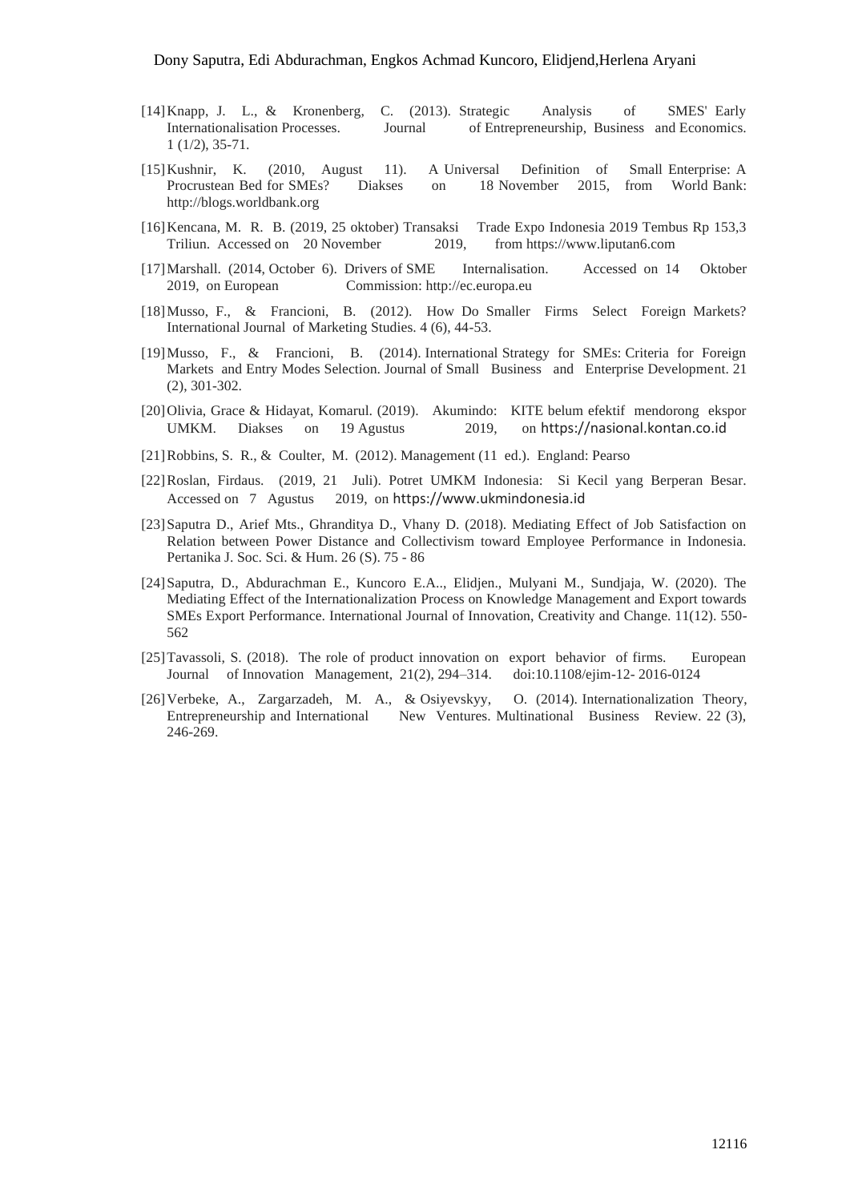[14] Knapp, J. L., & Kronenberg, C. (2013). Strategic Analysis of SMES' Early Internationalisation Processes. Journal of Entrepreneurship, Business and Economics. 1 (1/2), 35-71.

[15] Kushnir, K. (2010, August 11). A Universal Definition of Small Enterprise: A Procrustean Bed for SMEs? Diakses on 18 November 2015, from World Bank: http://blogs.worldbank.org

[16] Kencana, M. R. B. (2019, 25 oktober) Transaksi Trade Expo Indonesia 2019 Tembus Rp 153,3 Triliun. Accessed on 20 November 2019, from https://www.liputan6.com

[17] Marshall. (2014, October 6). Drivers of SME Internalisation. Accessed on 14 Oktober 2019, on European Commission: http://ec.europa.eu

[18] Musso, F., & Francioni, B. (2012). How Do Smaller Firms Select Foreign Markets? International Journal of Marketing Studies. 4 (6), 44-53.

[19] Musso, F., & Francioni, B. (2014). International Strategy for SMEs: Criteria for Foreign Markets and Entry Modes Selection. Journal of Small Business and Enterprise Development. 21 (2), 301-302.

[20] Olivia, Grace & Hidayat, Komarul. (2019). Akumindo: KITE belum efektif mendorong ekspor UMKM. Diakses on 19 Agustus 2019, on https://nasional.kontan.co.id

[21] Robbins, S. R., & Coulter, M. (2012). Management (11 ed.). England: Pearso

[22] Roslan, Firdaus. (2019, 21 Juli). Potret UMKM Indonesia: Si Kecil yang Berperan Besar. Accessed on 7 Agustus 2019, on https://www.ukmindonesia.id

[23] Saputra D., Arief Mts., Ghranditya D., Vhany D. (2018). Mediating Effect of Job Satisfaction on Relation between Power Distance and Collectivism toward Employee Performance in Indonesia. Pertanika J. Soc. Sci. & Hum. 26 (S). 75 - 86

[24] Saputra, D., Abdurachman E., Kuncoro E.A.., Elidjen., Mulyani M., Sundjaja, W. (2020). The Mediating Effect of the Internationalization Process on Knowledge Management and Export towards SMEs Export Performance. International Journal of Innovation, Creativity and Change. 11(12). 550-562

[25] Tavassoli, S. (2018). The role of product innovation on export behavior of firms. European Journal of Innovation Management, 21(2), 294–314. doi:10.1108/ejim-12- 2016-0124

[26] Verbeke, A., Zargarzadeh, M. A., & Osiyevskyy, O. (2014). Internationalization Theory, Entrepreneurship and International New Ventures. Multinational Business Review. 22 (3), 246-269.